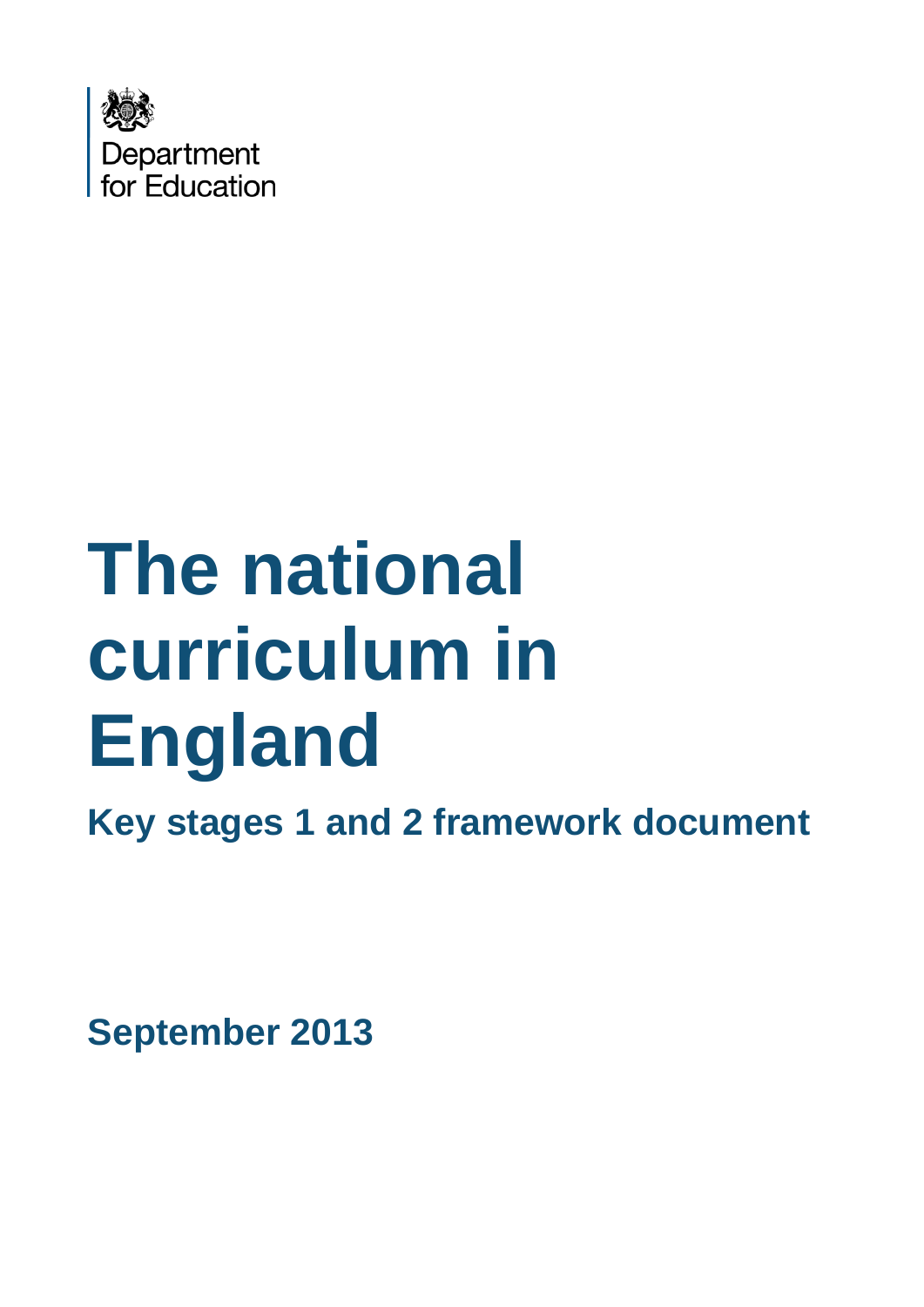Department for Education

# The national curriculum in England

## Key stages 1 and 2 framework document

**September 2013**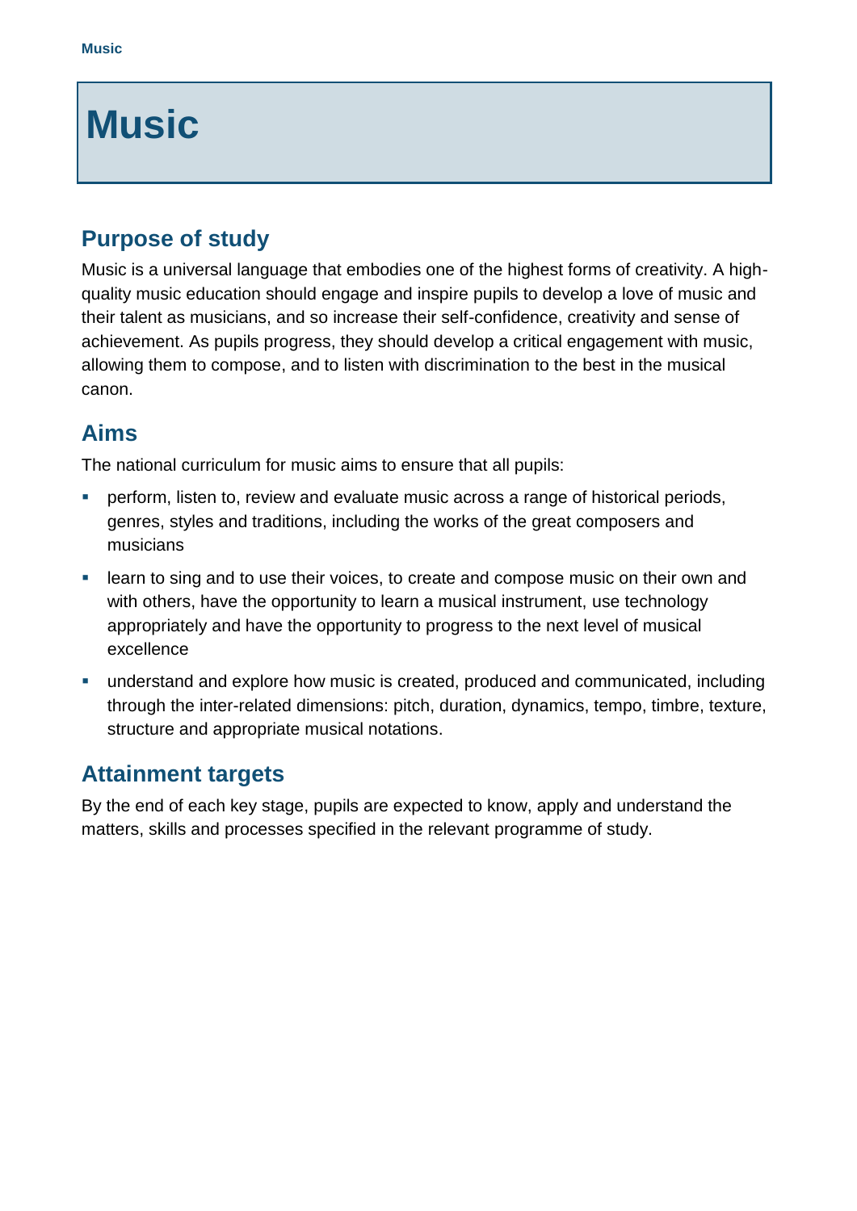# Music

## Purpose of study

Music is a universal language that embodies one of the highest forms of creativity. A high-quality music education should engage and inspire pupils to develop a love of music and their talent as musicians, and so increase their self-confidence, creativity and sense of achievement. As pupils progress, they should develop a critical engagement with music, allowing them to compose, and to listen with discrimination to the best in the musical canon.

## Aims

The national curriculum for music aims to ensure that all pupils:

- perform, listen to, review and evaluate music across a range of historical periods, genres, styles and traditions, including the works of the great composers and musicians
- learn to sing and to use their voices, to create and compose music on their own and with others, have the opportunity to learn a musical instrument, use technology appropriately and have the opportunity to progress to the next level of musical excellence
- understand and explore how music is created, produced and communicated, including through the inter-related dimensions: pitch, duration, dynamics, tempo, timbre, texture, structure and appropriate musical notations.

## Attainment targets

By the end of each key stage, pupils are expected to know, apply and understand the matters, skills and processes specified in the relevant programme of study.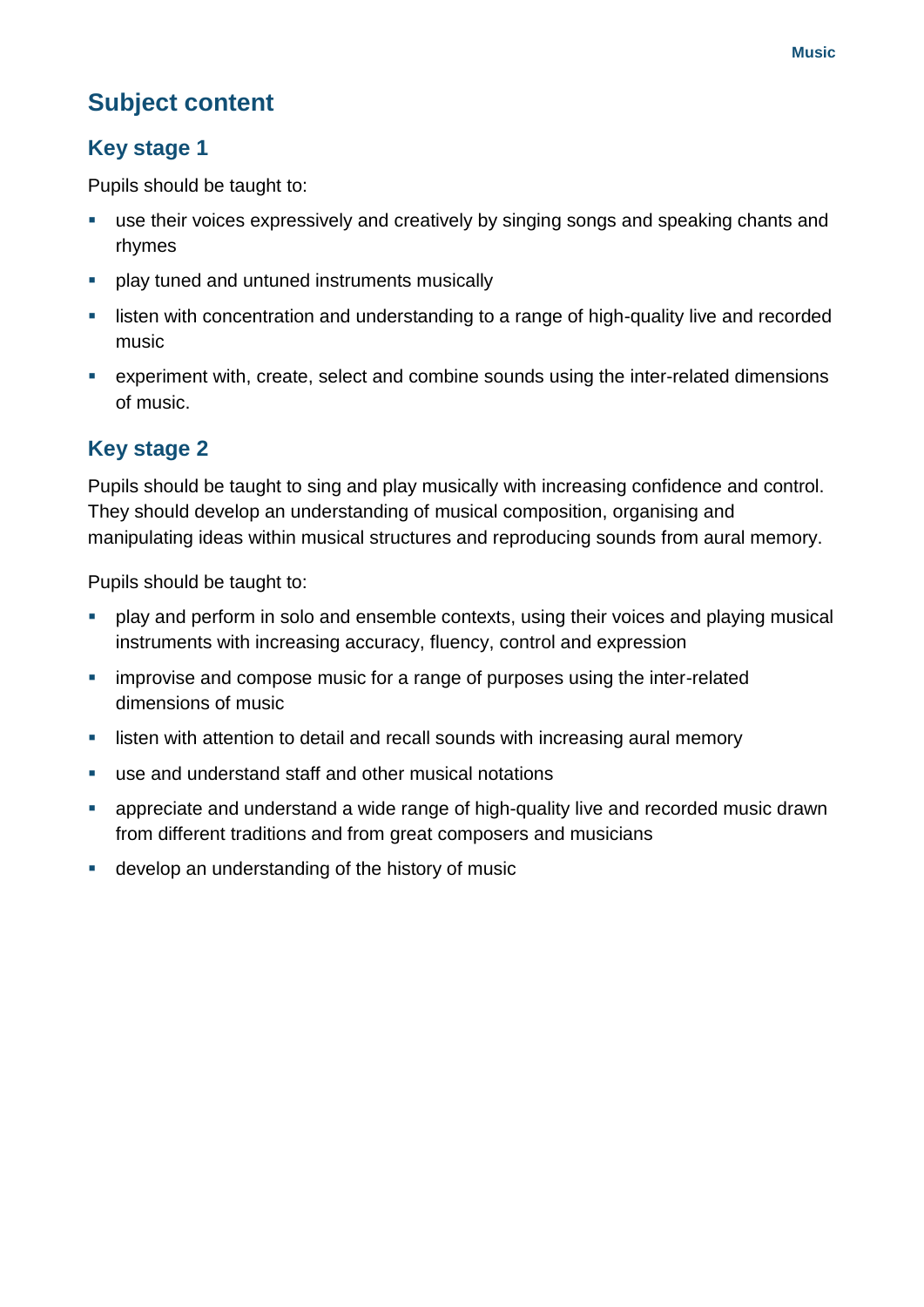## Subject content

### Key stage 1

Pupils should be taught to:

- use their voices expressively and creatively by singing songs and speaking chants and rhymes
- play tuned and untuned instruments musically
- listen with concentration and understanding to a range of high-quality live and recorded music
- experiment with, create, select and combine sounds using the inter-related dimensions of music.

### Key stage 2

Pupils should be taught to sing and play musically with increasing confidence and control. They should develop an understanding of musical composition, organising and manipulating ideas within musical structures and reproducing sounds from aural memory.

Pupils should be taught to:

- play and perform in solo and ensemble contexts, using their voices and playing musical instruments with increasing accuracy, fluency, control and expression
- improvise and compose music for a range of purposes using the inter-related dimensions of music
- listen with attention to detail and recall sounds with increasing aural memory
- use and understand staff and other musical notations
- appreciate and understand a wide range of high-quality live and recorded music drawn from different traditions and from great composers and musicians
- develop an understanding of the history of music